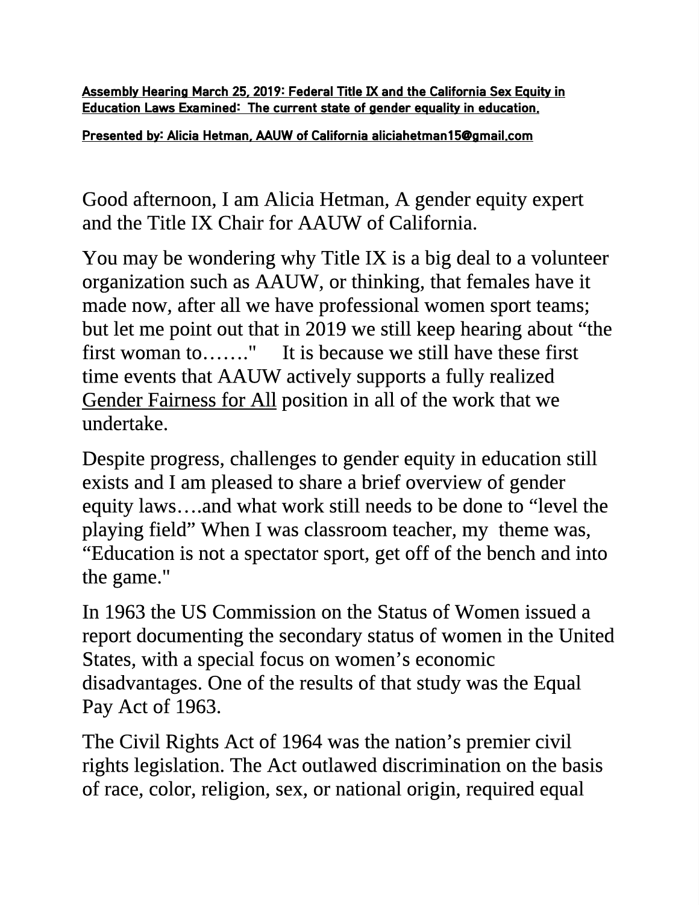**Assembly Hearing March 25, 2019: Federal Title IX and the California Sex Equity in Education Laws Examined: The current state of gender equality in education.**

**Presented by: Alicia Hetman, AAUW of California aliciahetman15@gmail.com**

Good afternoon, I am Alicia Hetman, A gender equity expert and the Title IX Chair for AAUW of California.

You may be wondering why Title IX is a big deal to a volunteer organization such as AAUW, or thinking, that females have it made now, after all we have professional women sport teams; but let me point out that in 2019 we still keep hearing about "the first woman to……." It is because we still have these first time events that AAUW actively supports a fully realized Gender Fairness for All position in all of the work that we undertake.

Despite progress, challenges to gender equity in education still exists and I am pleased to share a brief overview of gender equity laws….and what work still needs to be done to "level the playing field" When I was classroom teacher, my theme was, "Education is not a spectator sport, get off of the bench and into the game."

In 1963 the US Commission on the Status of Women issued a report documenting the secondary status of women in the United States, with a special focus on women's economic disadvantages. One of the results of that study was the Equal Pay Act of 1963.

The Civil Rights Act of 1964 was the nation's premier civil rights legislation. The Act outlawed discrimination on the basis of race, color, religion, sex, or national origin, required equal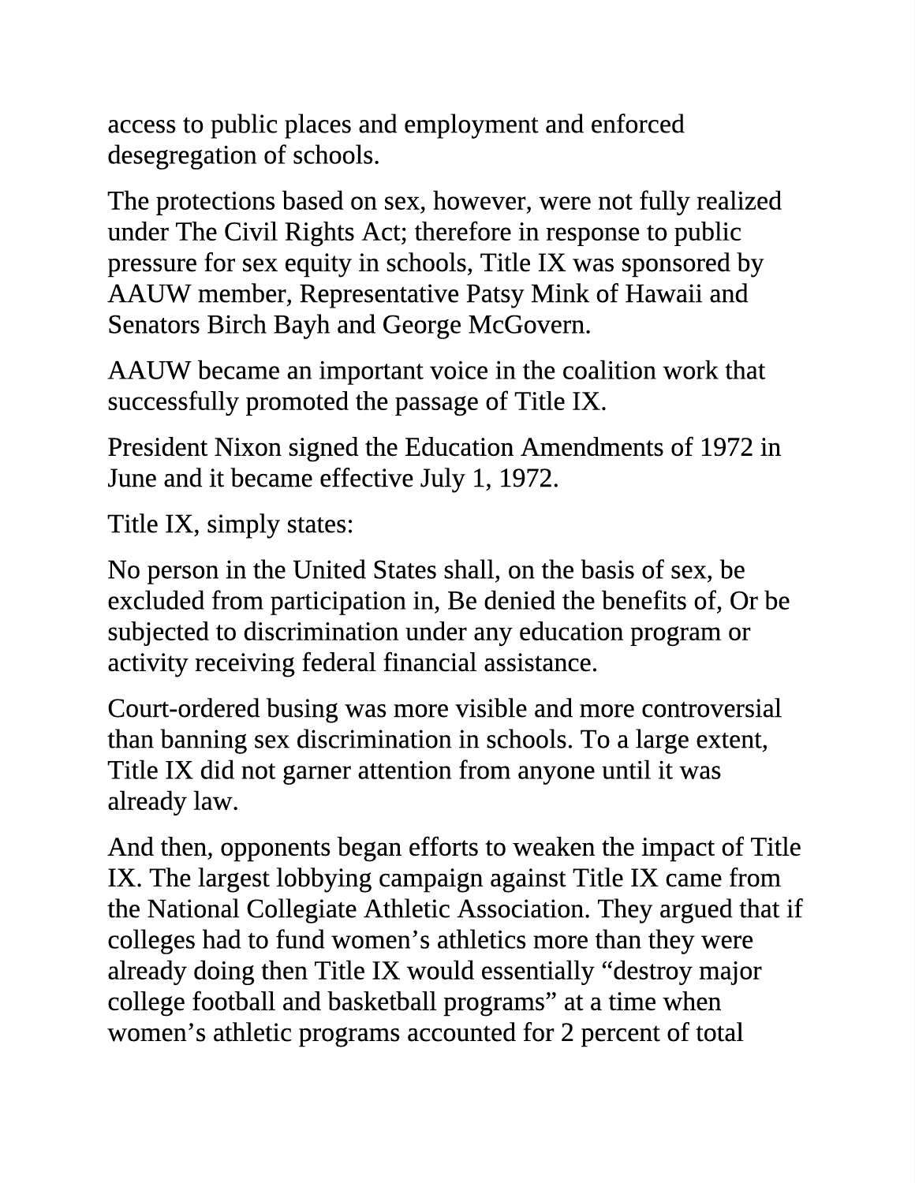access to public places and employment and enforced desegregation of schools.

The protections based on sex, however, were not fully realized under The Civil Rights Act; therefore in response to public pressure for sex equity in schools, Title IX was sponsored by AAUW member, Representative Patsy Mink of Hawaii and Senators Birch Bayh and George McGovern.

AAUW became an important voice in the coalition work that successfully promoted the passage of Title IX.

President Nixon signed the Education Amendments of 1972 in June and it became effective July 1, 1972.

Title IX, simply states:

No person in the United States shall, on the basis of sex, be excluded from participation in, Be denied the benefits of, Or be subjected to discrimination under any education program or activity receiving federal financial assistance.

Court-ordered busing was more visible and more controversial than banning sex discrimination in schools. To a large extent, Title IX did not garner attention from anyone until it was already law.

And then, opponents began efforts to weaken the impact of Title IX. The largest lobbying campaign against Title IX came from the National Collegiate Athletic Association. They argued that if colleges had to fund women's athletics more than they were already doing then Title IX would essentially "destroy major college football and basketball programs" at a time when women's athletic programs accounted for 2 percent of total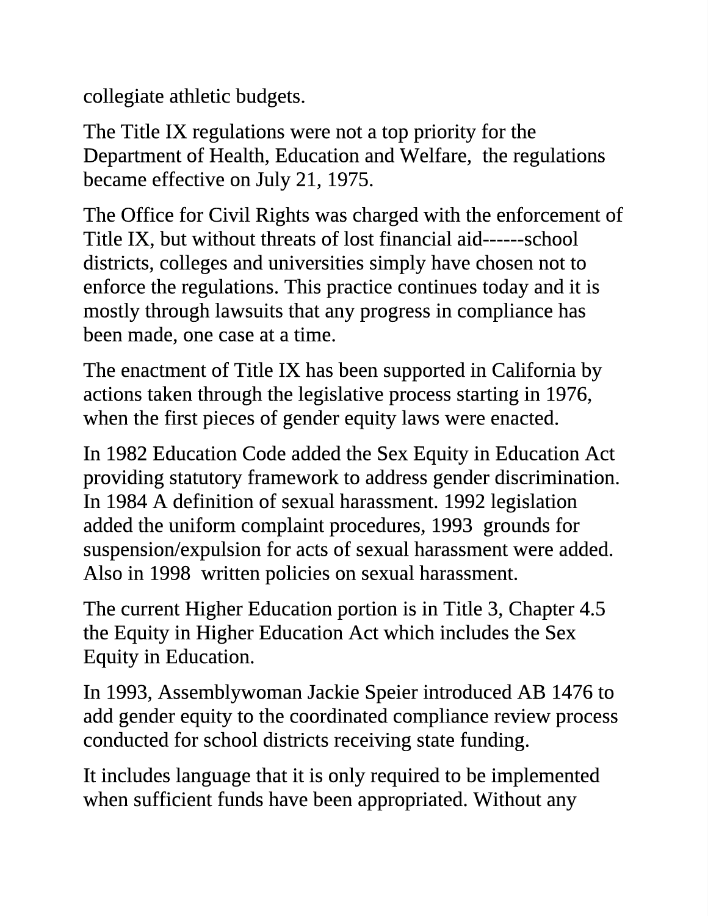collegiate athletic budgets.

The Title IX regulations were not a top priority for the Department of Health, Education and Welfare,  the regulations became effective on July 21, 1975.

The Office for Civil Rights was charged with the enforcement of Title IX, but without threats of lost financial aid------school districts, colleges and universities simply have chosen not to enforce the regulations. This practice continues today and it is mostly through lawsuits that any progress in compliance has been made, one case at a time.

The enactment of Title IX has been supported in California by actions taken through the legislative process starting in 1976, when the first pieces of gender equity laws were enacted.

In 1982 Education Code added the Sex Equity in Education Act providing statutory framework to address gender discrimination. In 1984 A definition of sexual harassment. 1992 legislation added the uniform complaint procedures, 1993  grounds for suspension/expulsion for acts of sexual harassment were added. Also in 1998  written policies on sexual harassment.

The current Higher Education portion is in Title 3, Chapter 4.5 the Equity in Higher Education Act which includes the Sex Equity in Education.

In 1993, Assemblywoman Jackie Speier introduced AB 1476 to add gender equity to the coordinated compliance review process conducted for school districts receiving state funding.

It includes language that it is only required to be implemented when sufficient funds have been appropriated. Without any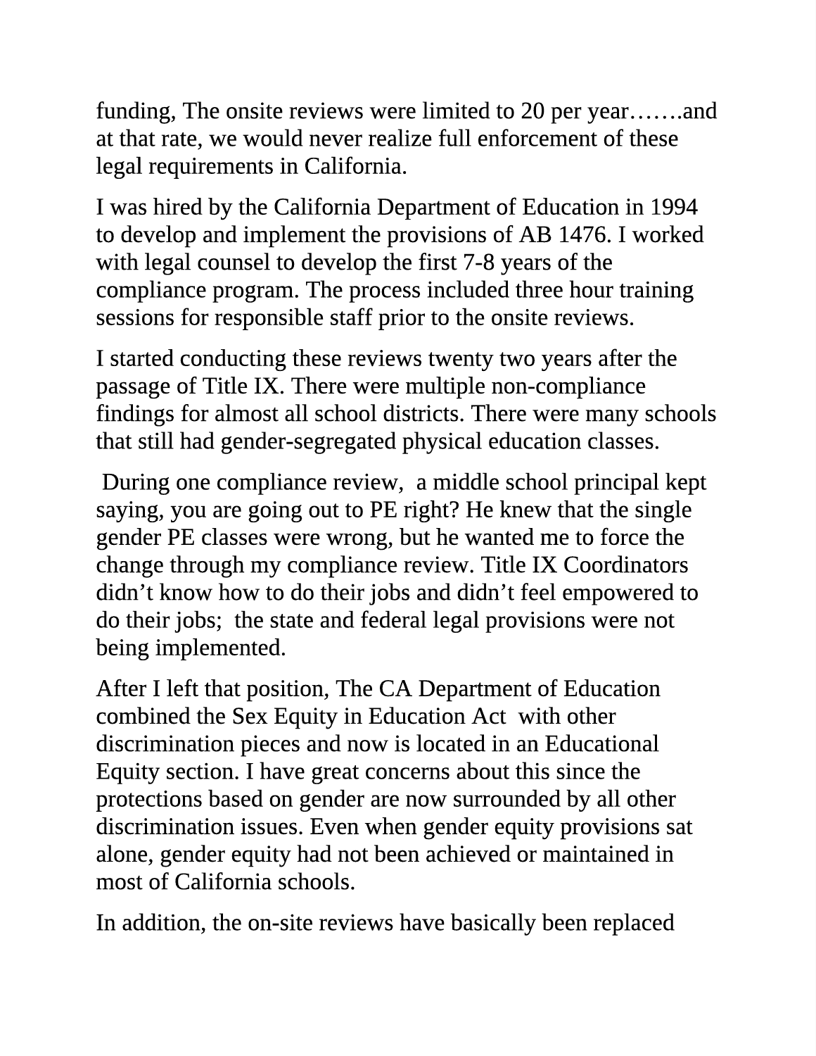funding, The onsite reviews were limited to 20 per year…….and at that rate, we would never realize full enforcement of these legal requirements in California.

I was hired by the California Department of Education in 1994 to develop and implement the provisions of AB 1476. I worked with legal counsel to develop the first 7-8 years of the compliance program. The process included three hour training sessions for responsible staff prior to the onsite reviews.

I started conducting these reviews twenty two years after the passage of Title IX. There were multiple non-compliance findings for almost all school districts. There were many schools that still had gender-segregated physical education classes.

During one compliance review, a middle school principal kept saying, you are going out to PE right? He knew that the single gender PE classes were wrong, but he wanted me to force the change through my compliance review. Title IX Coordinators didn't know how to do their jobs and didn't feel empowered to do their jobs; the state and federal legal provisions were not being implemented.

After I left that position, The CA Department of Education combined the Sex Equity in Education Act with other discrimination pieces and now is located in an Educational Equity section. I have great concerns about this since the protections based on gender are now surrounded by all other discrimination issues. Even when gender equity provisions sat alone, gender equity had not been achieved or maintained in most of California schools.

In addition, the on-site reviews have basically been replaced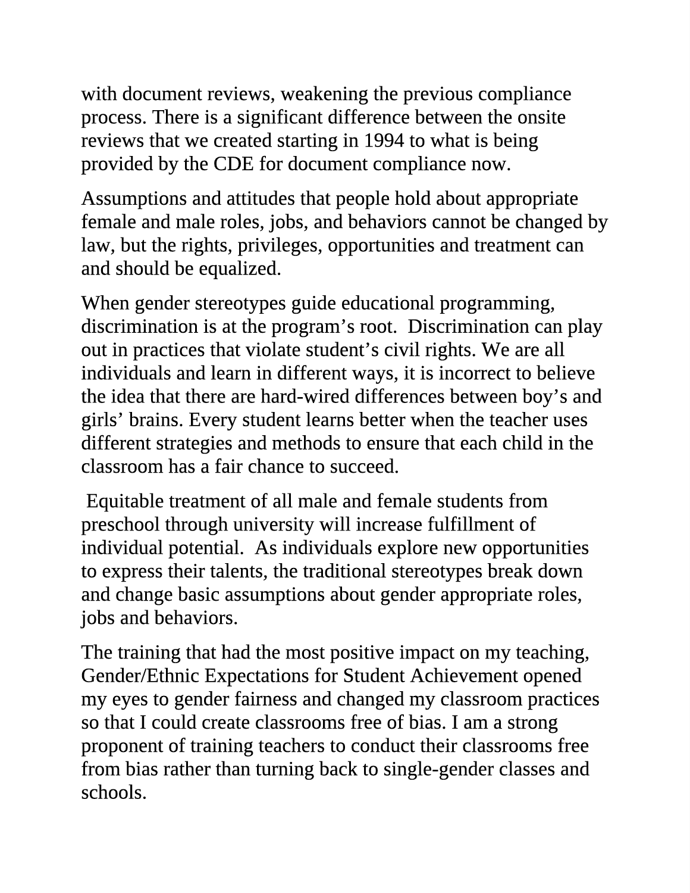with document reviews, weakening the previous compliance process. There is a significant difference between the onsite reviews that we created starting in 1994 to what is being provided by the CDE for document compliance now.

Assumptions and attitudes that people hold about appropriate female and male roles, jobs, and behaviors cannot be changed by law, but the rights, privileges, opportunities and treatment can and should be equalized.

When gender stereotypes guide educational programming, discrimination is at the program's root. Discrimination can play out in practices that violate student's civil rights. We are all individuals and learn in different ways, it is incorrect to believe the idea that there are hard-wired differences between boy's and girls' brains. Every student learns better when the teacher uses different strategies and methods to ensure that each child in the classroom has a fair chance to succeed.

Equitable treatment of all male and female students from preschool through university will increase fulfillment of individual potential. As individuals explore new opportunities to express their talents, the traditional stereotypes break down and change basic assumptions about gender appropriate roles, jobs and behaviors.

The training that had the most positive impact on my teaching, Gender/Ethnic Expectations for Student Achievement opened my eyes to gender fairness and changed my classroom practices so that I could create classrooms free of bias. I am a strong proponent of training teachers to conduct their classrooms free from bias rather than turning back to single-gender classes and schools.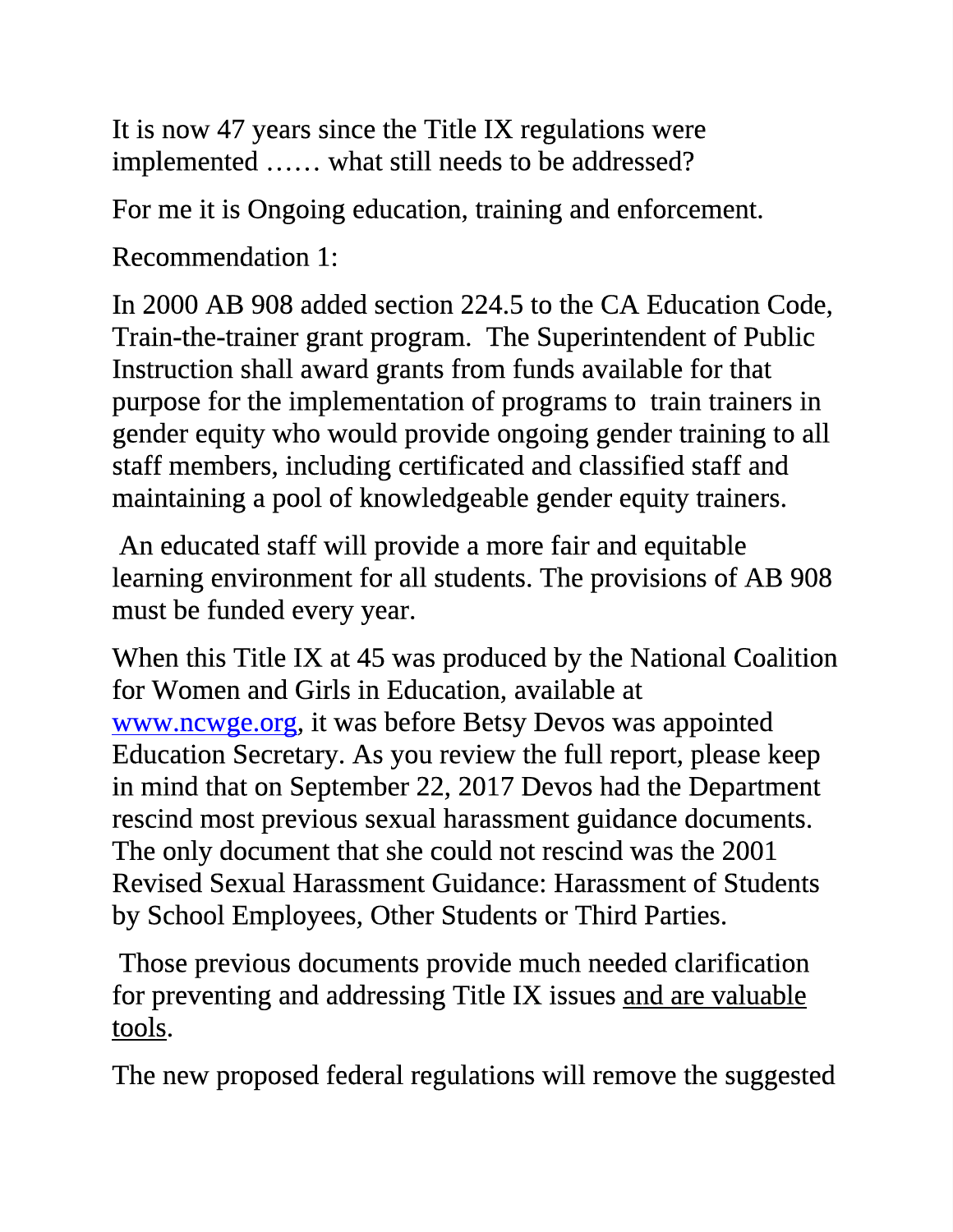It is now 47 years since the Title IX regulations were implemented …… what still needs to be addressed?

For me it is Ongoing education, training and enforcement.

Recommendation 1:

In 2000 AB 908 added section 224.5 to the CA Education Code, Train-the-trainer grant program. The Superintendent of Public Instruction shall award grants from funds available for that purpose for the implementation of programs to train trainers in gender equity who would provide ongoing gender training to all staff members, including certificated and classified staff and maintaining a pool of knowledgeable gender equity trainers.

An educated staff will provide a more fair and equitable learning environment for all students. The provisions of AB 908 must be funded every year.

When this Title IX at 45 was produced by the National Coalition for Women and Girls in Education, available at [www.ncwge.org](http://www.ncwge.org), it was before Betsy Devos was appointed Education Secretary. As you review the full report, please keep in mind that on September 22, 2017 Devos had the Department rescind most previous sexual harassment guidance documents. The only document that she could not rescind was the 2001 Revised Sexual Harassment Guidance: Harassment of Students by School Employees, Other Students or Third Parties.

Those previous documents provide much needed clarification for preventing and addressing Title IX issues <u>and are valuable tools</u>.

The new proposed federal regulations will remove the suggested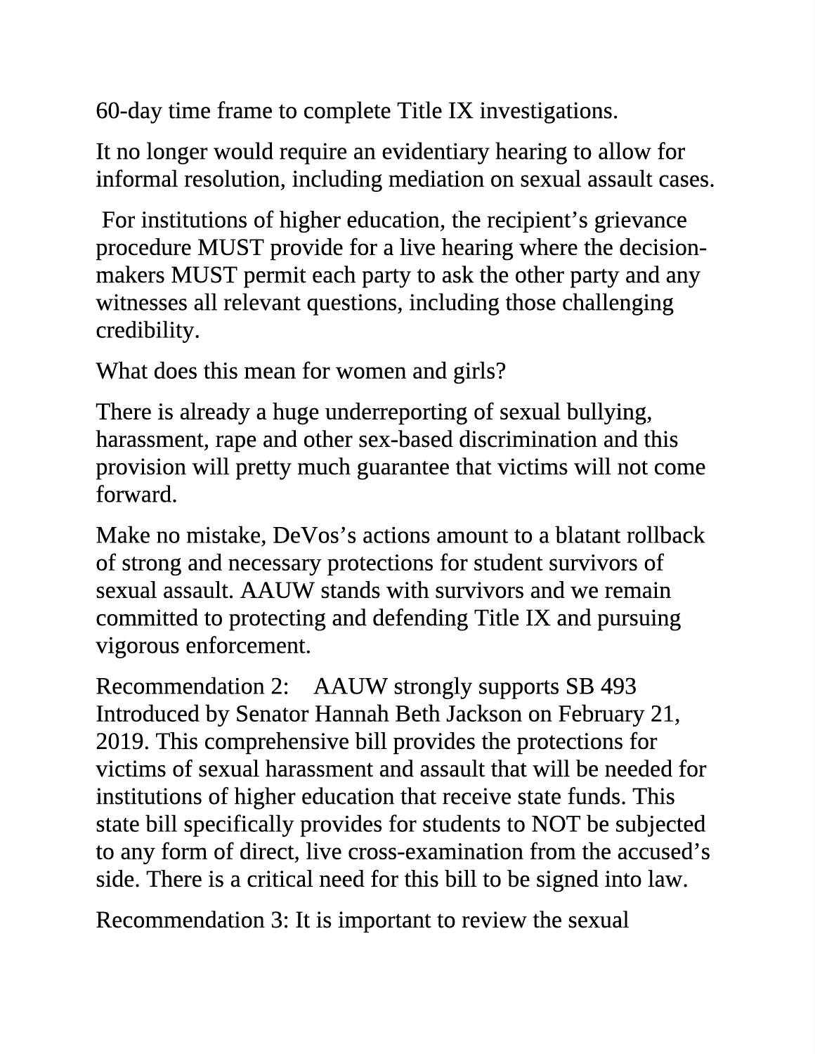60-day time frame to complete Title IX investigations.

It no longer would require an evidentiary hearing to allow for informal resolution, including mediation on sexual assault cases.

For institutions of higher education, the recipient's grievance procedure MUST provide for a live hearing where the decision-makers MUST permit each party to ask the other party and any witnesses all relevant questions, including those challenging credibility.

What does this mean for women and girls?

There is already a huge underreporting of sexual bullying, harassment, rape and other sex-based discrimination and this provision will pretty much guarantee that victims will not come forward.

Make no mistake, DeVos's actions amount to a blatant rollback of strong and necessary protections for student survivors of sexual assault. AAUW stands with survivors and we remain committed to protecting and defending Title IX and pursuing vigorous enforcement.

Recommendation 2: AAUW strongly supports SB 493 Introduced by Senator Hannah Beth Jackson on February 21, 2019. This comprehensive bill provides the protections for victims of sexual harassment and assault that will be needed for institutions of higher education that receive state funds. This state bill specifically provides for students to NOT be subjected to any form of direct, live cross-examination from the accused's side. There is a critical need for this bill to be signed into law.

Recommendation 3: It is important to review the sexual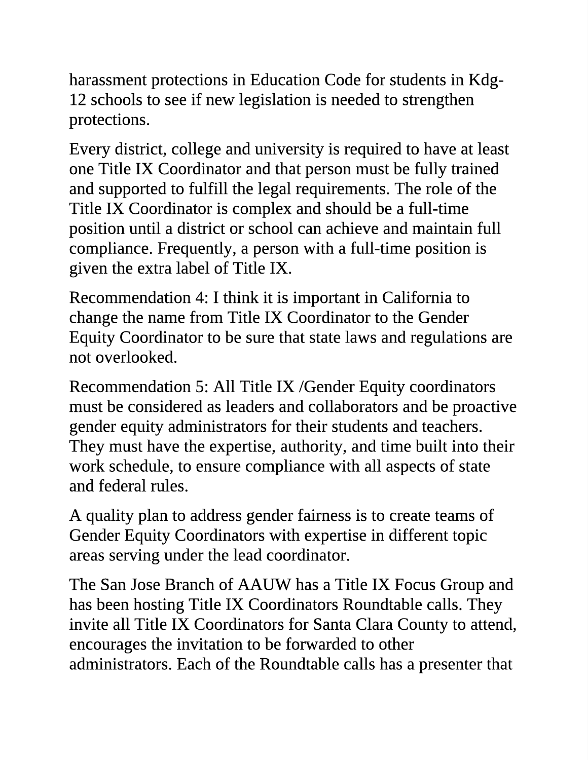harassment protections in Education Code for students in Kdg-12 schools to see if new legislation is needed to strengthen protections.

Every district, college and university is required to have at least one Title IX Coordinator and that person must be fully trained and supported to fulfill the legal requirements. The role of the Title IX Coordinator is complex and should be a full-time position until a district or school can achieve and maintain full compliance. Frequently, a person with a full-time position is given the extra label of Title IX.

Recommendation 4: I think it is important in California to change the name from Title IX Coordinator to the Gender Equity Coordinator to be sure that state laws and regulations are not overlooked.

Recommendation 5: All Title IX /Gender Equity coordinators must be considered as leaders and collaborators and be proactive gender equity administrators for their students and teachers. They must have the expertise, authority, and time built into their work schedule, to ensure compliance with all aspects of state and federal rules.

A quality plan to address gender fairness is to create teams of Gender Equity Coordinators with expertise in different topic areas serving under the lead coordinator.

The San Jose Branch of AAUW has a Title IX Focus Group and has been hosting Title IX Coordinators Roundtable calls. They invite all Title IX Coordinators for Santa Clara County to attend, encourages the invitation to be forwarded to other administrators. Each of the Roundtable calls has a presenter that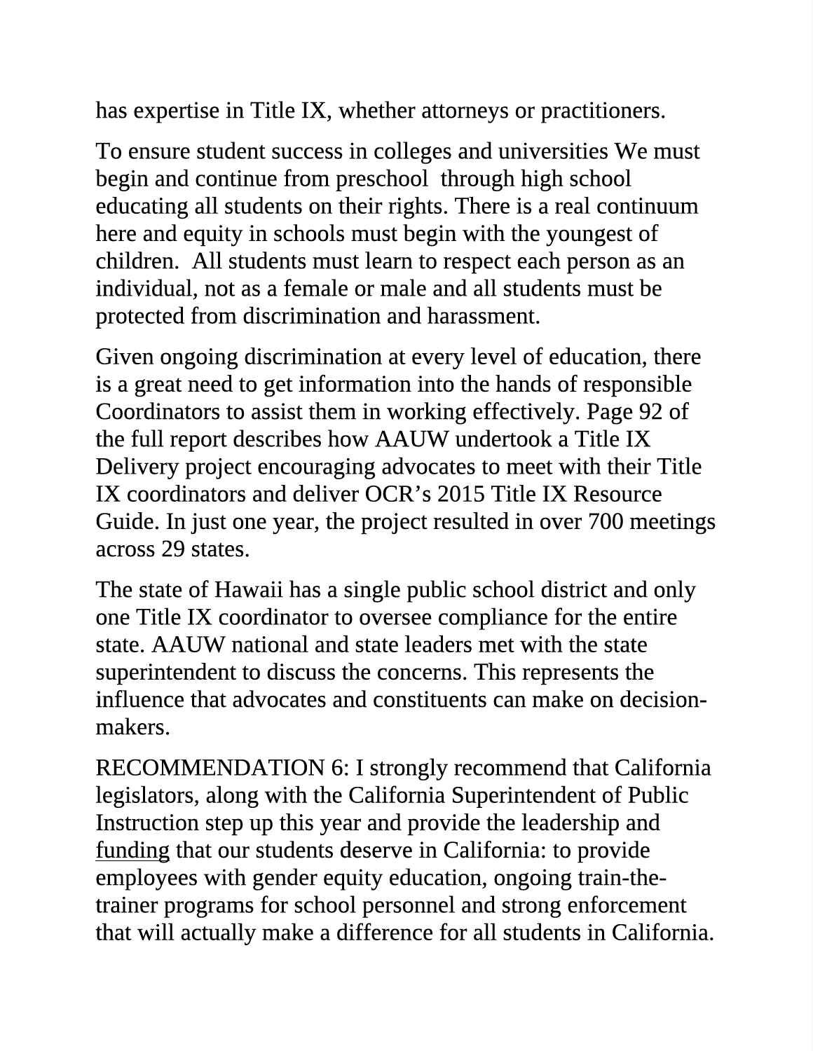has expertise in Title IX, whether attorneys or practitioners.

To ensure student success in colleges and universities We must begin and continue from preschool  through high school educating all students on their rights. There is a real continuum here and equity in schools must begin with the youngest of children.  All students must learn to respect each person as an individual, not as a female or male and all students must be protected from discrimination and harassment.

Given ongoing discrimination at every level of education, there is a great need to get information into the hands of responsible Coordinators to assist them in working effectively. Page 92 of the full report describes how AAUW undertook a Title IX Delivery project encouraging advocates to meet with their Title IX coordinators and deliver OCR's 2015 Title IX Resource Guide. In just one year, the project resulted in over 700 meetings across 29 states.

The state of Hawaii has a single public school district and only one Title IX coordinator to oversee compliance for the entire state. AAUW national and state leaders met with the state superintendent to discuss the concerns. This represents the influence that advocates and constituents can make on decision-makers.

RECOMMENDATION 6: I strongly recommend that California legislators, along with the California Superintendent of Public Instruction step up this year and provide the leadership and <u>funding</u> that our students deserve in California: to provide employees with gender equity education, ongoing train-the-trainer programs for school personnel and strong enforcement that will actually make a difference for all students in California.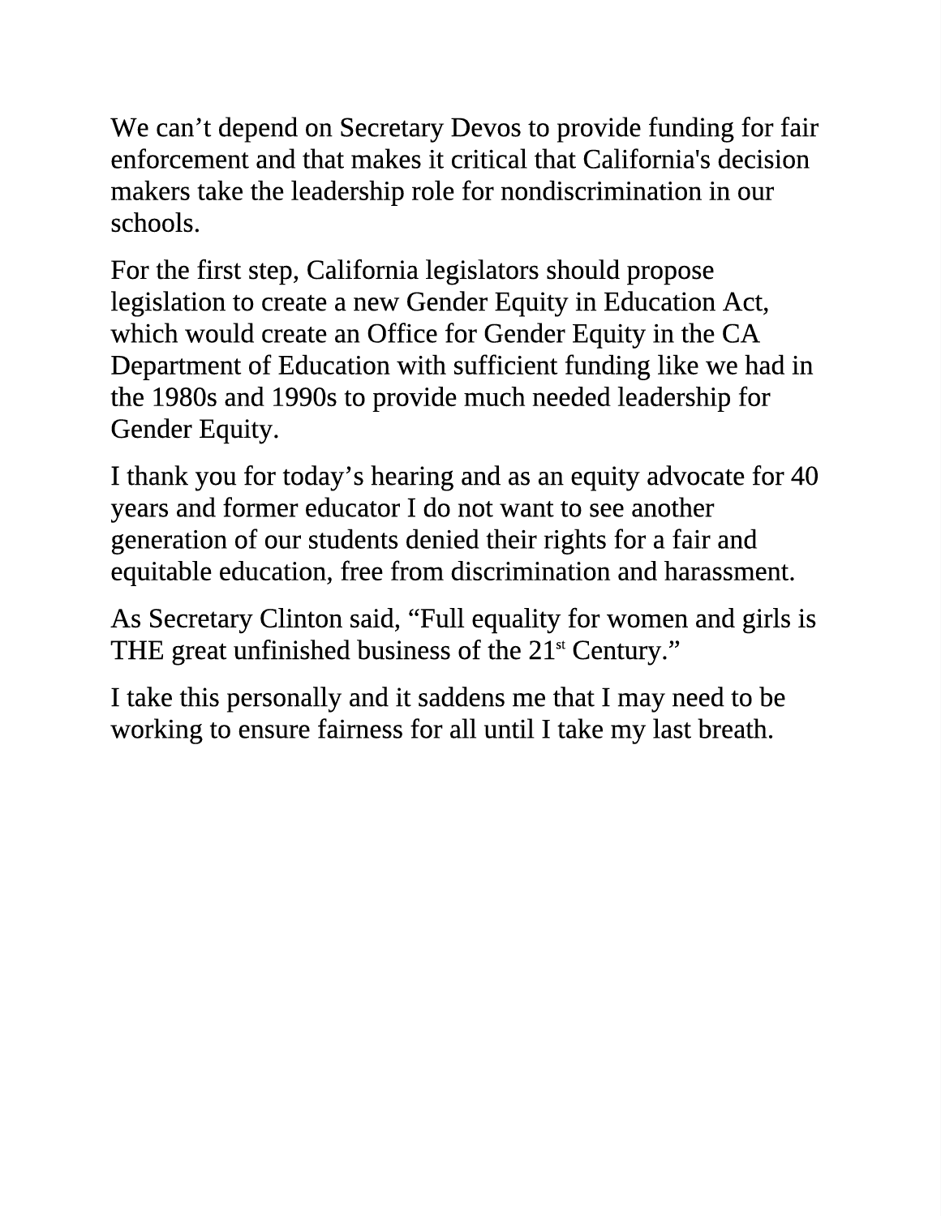We can’t depend on Secretary Devos to provide funding for fair enforcement and that makes it critical that California's decision makers take the leadership role for nondiscrimination in our schools.

For the first step, California legislators should propose legislation to create a new Gender Equity in Education Act, which would create an Office for Gender Equity in the CA Department of Education with sufficient funding like we had in the 1980s and 1990s to provide much needed leadership for Gender Equity.

I thank you for today’s hearing and as an equity advocate for 40 years and former educator I do not want to see another generation of our students denied their rights for a fair and equitable education, free from discrimination and harassment.

As Secretary Clinton said, “Full equality for women and girls is THE great unfinished business of the 21st Century.”

I take this personally and it saddens me that I may need to be working to ensure fairness for all until I take my last breath.